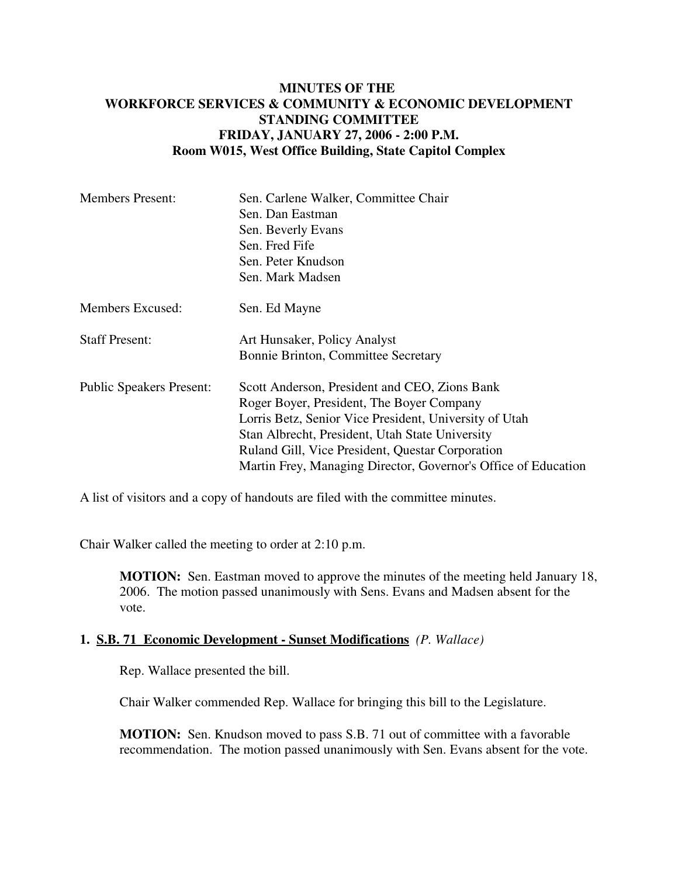# MINUTES OF THE WORKFORCE SERVICES & COMMUNITY & ECONOMIC DEVELOPMENT STANDING COMMITTEE

**FRIDAY, JANUARY 27, 2006 - 2:00 P.M.**

**Room W015, West Office Building, State Capitol Complex**

| | |
|---|---|
| Members Present: | Sen. Carlene Walker, Committee Chair<br>Sen. Dan Eastman<br>Sen. Beverly Evans<br>Sen. Fred Fife<br>Sen. Peter Knudson<br>Sen. Mark Madsen |
| Members Excused: | Sen. Ed Mayne |
| Staff Present: | Art Hunsaker, Policy Analyst<br>Bonnie Brinton, Committee Secretary |
| Public Speakers Present: | Scott Anderson, President and CEO, Zions Bank<br>Roger Boyer, President, The Boyer Company<br>Lorris Betz, Senior Vice President, University of Utah<br>Stan Albrecht, President, Utah State University<br>Ruland Gill, Vice President, Questar Corporation<br>Martin Frey, Managing Director, Governor's Office of Education |

A list of visitors and a copy of handouts are filed with the committee minutes.

Chair Walker called the meeting to order at 2:10 p.m.

> **MOTION:** Sen. Eastman moved to approve the minutes of the meeting held January 18, 2006. The motion passed unanimously with Sens. Evans and Madsen absent for the vote.

## 1. S.B. 71 Economic Development - Sunset Modifications *(P. Wallace)*

Rep. Wallace presented the bill.

Chair Walker commended Rep. Wallace for bringing this bill to the Legislature.

> **MOTION:** Sen. Knudson moved to pass S.B. 71 out of committee with a favorable recommendation. The motion passed unanimously with Sen. Evans absent for the vote.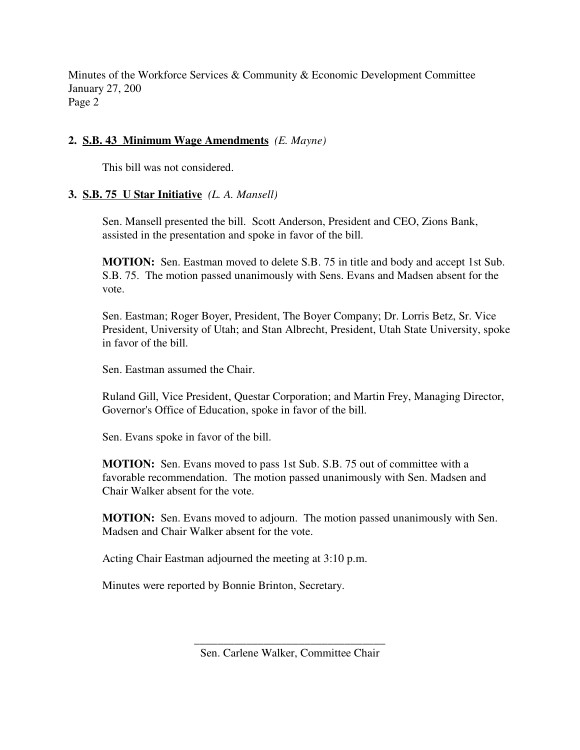**2. S.B. 43 Minimum Wage Amendments** *(E. Mayne)*

This bill was not considered.

**3. S.B. 75 U Star Initiative** *(L. A. Mansell)*

Sen. Mansell presented the bill. Scott Anderson, President and CEO, Zions Bank, assisted in the presentation and spoke in favor of the bill.

**MOTION:** Sen. Eastman moved to delete S.B. 75 in title and body and accept 1st Sub. S.B. 75. The motion passed unanimously with Sens. Evans and Madsen absent for the vote.

Sen. Eastman; Roger Boyer, President, The Boyer Company; Dr. Lorris Betz, Sr. Vice President, University of Utah; and Stan Albrecht, President, Utah State University, spoke in favor of the bill.

Sen. Eastman assumed the Chair.

Ruland Gill, Vice President, Questar Corporation; and Martin Frey, Managing Director, Governor's Office of Education, spoke in favor of the bill.

Sen. Evans spoke in favor of the bill.

**MOTION:** Sen. Evans moved to pass 1st Sub. S.B. 75 out of committee with a favorable recommendation. The motion passed unanimously with Sen. Madsen and Chair Walker absent for the vote.

**MOTION:** Sen. Evans moved to adjourn. The motion passed unanimously with Sen. Madsen and Chair Walker absent for the vote.

Acting Chair Eastman adjourned the meeting at 3:10 p.m.

Minutes were reported by Bonnie Brinton, Secretary.

\_\_\_\_\_\_\_\_\_\_\_\_\_\_\_\_\_\_\_\_\_\_\_\_\_\_\_\_\_\_\_\_\_\_\_

Sen. Carlene Walker, Committee Chair